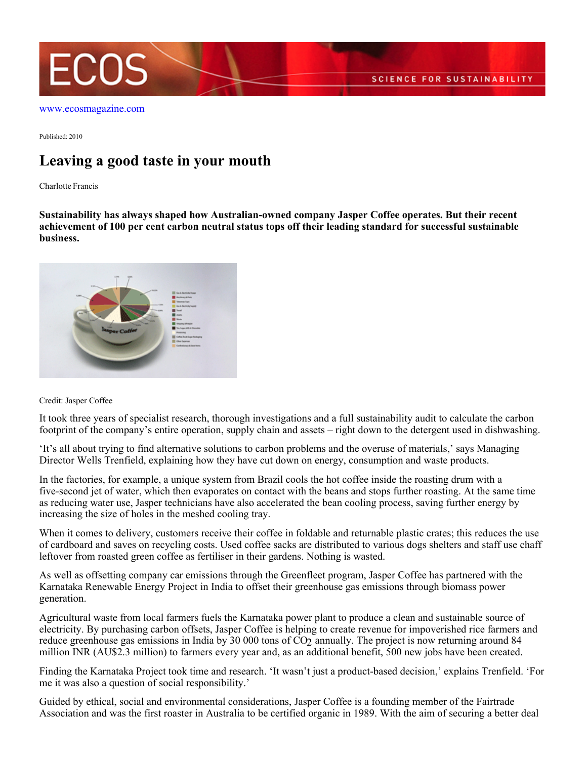www.ecosmagazine.com

Published: 2010

# Leaving a good taste in your mouth

Charlotte Francis

**Sustainability has always shaped how Australian-owned company Jasper Coffee operates. But their recent achievement of 100 per cent carbon neutral status tops off their leading standard for successful sustainable business.**

Credit: Jasper Coffee

It took three years of specialist research, thorough investigations and a full sustainability audit to calculate the carbon footprint of the company's entire operation, supply chain and assets – right down to the detergent used in dishwashing.

'It's all about trying to find alternative solutions to carbon problems and the overuse of materials,' says Managing Director Wells Trenfield, explaining how they have cut down on energy, consumption and waste products.

In the factories, for example, a unique system from Brazil cools the hot coffee inside the roasting drum with a five-second jet of water, which then evaporates on contact with the beans and stops further roasting. At the same time as reducing water use, Jasper technicians have also accelerated the bean cooling process, saving further energy by increasing the size of holes in the meshed cooling tray.

When it comes to delivery, customers receive their coffee in foldable and returnable plastic crates; this reduces the use of cardboard and saves on recycling costs. Used coffee sacks are distributed to various dogs shelters and staff use chaff leftover from roasted green coffee as fertiliser in their gardens. Nothing is wasted.

As well as offsetting company car emissions through the Greenfleet program, Jasper Coffee has partnered with the Karnataka Renewable Energy Project in India to offset their greenhouse gas emissions through biomass power generation.

Agricultural waste from local farmers fuels the Karnataka power plant to produce a clean and sustainable source of electricity. By purchasing carbon offsets, Jasper Coffee is helping to create revenue for impoverished rice farmers and reduce greenhouse gas emissions in India by 30 000 tons of $CO_2$ annually. The project is now returning around 84 million INR (AU$2.3 million) to farmers every year and, as an additional benefit, 500 new jobs have been created.

Finding the Karnataka Project took time and research. 'It wasn't just a product-based decision,' explains Trenfield. 'For me it was also a question of social responsibility.'

Guided by ethical, social and environmental considerations, Jasper Coffee is a founding member of the Fairtrade Association and was the first roaster in Australia to be certified organic in 1989. With the aim of securing a better deal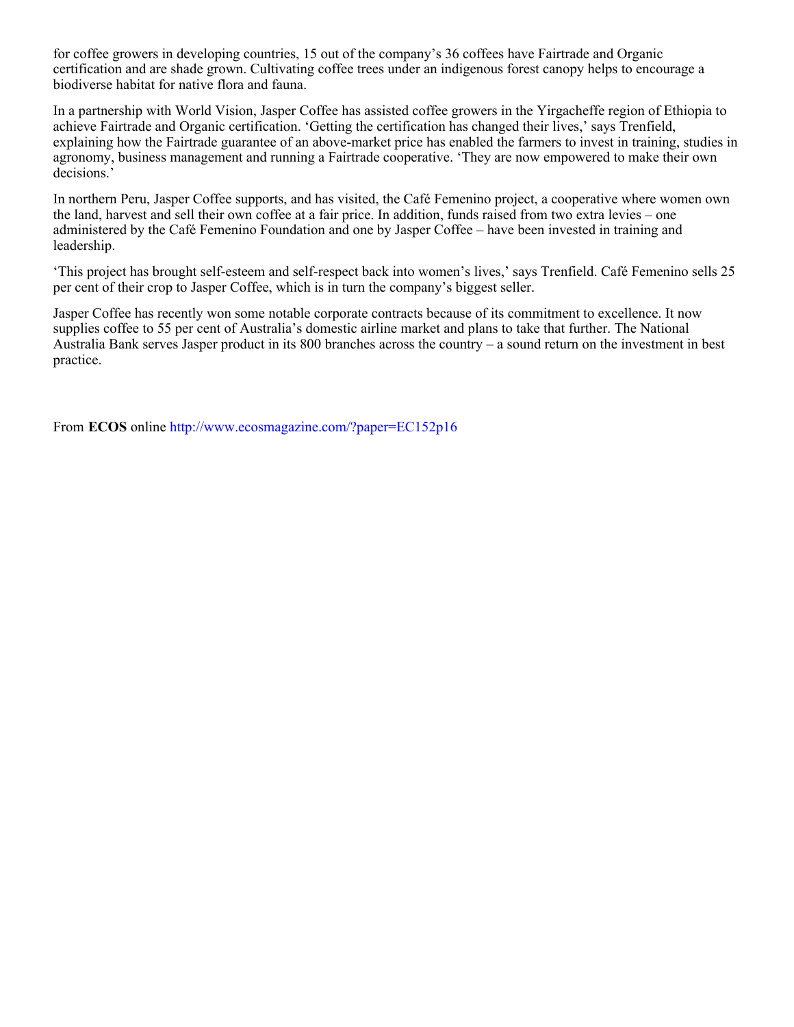for coffee growers in developing countries, 15 out of the company's 36 coffees have Fairtrade and Organic certification and are shade grown. Cultivating coffee trees under an indigenous forest canopy helps to encourage a biodiverse habitat for native flora and fauna.

In a partnership with World Vision, Jasper Coffee has assisted coffee growers in the Yirgacheffe region of Ethiopia to achieve Fairtrade and Organic certification. 'Getting the certification has changed their lives,' says Trenfield, explaining how the Fairtrade guarantee of an above-market price has enabled the farmers to invest in training, studies in agronomy, business management and running a Fairtrade cooperative. 'They are now empowered to make their own decisions.'

In northern Peru, Jasper Coffee supports, and has visited, the Café Femenino project, a cooperative where women own the land, harvest and sell their own coffee at a fair price. In addition, funds raised from two extra levies – one administered by the Café Femenino Foundation and one by Jasper Coffee – have been invested in training and leadership.

'This project has brought self-esteem and self-respect back into women's lives,' says Trenfield. Café Femenino sells 25 per cent of their crop to Jasper Coffee, which is in turn the company's biggest seller.

Jasper Coffee has recently won some notable corporate contracts because of its commitment to excellence. It now supplies coffee to 55 per cent of Australia's domestic airline market and plans to take that further. The National Australia Bank serves Jasper product in its 800 branches across the country – a sound return on the investment in best practice.

From **ECOS** online http://www.ecosmagazine.com/?paper=EC152p16